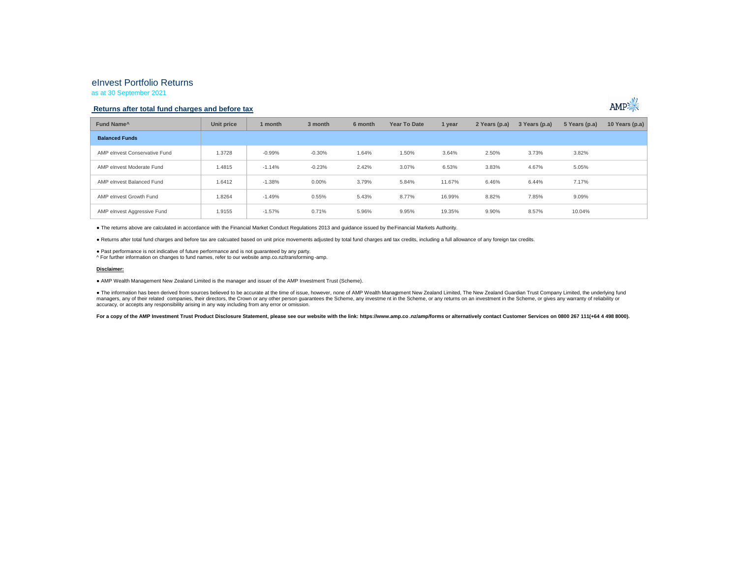# eInvest Portfolio Returns

as at 30 September 2021

## Returns after total fund charges and before tax

| Fund Name^ | Unit price | 1 month | 3 month | 6 month | Year To Date | 1 year | 2 Years (p.a) | 3 Years (p.a) | 5 Years (p.a) | 10 Years (p.a) |
|---|---|---|---|---|---|---|---|---|---|---|
| **Balanced Funds** | | | | | | | | | | |
| AMP eInvest Conservative Fund | 1.3728 | -0.99% | -0.30% | 1.64% | 1.50% | 3.64% | 2.50% | 3.73% | 3.82% | |
| AMP eInvest Moderate Fund | 1.4815 | -1.14% | -0.23% | 2.42% | 3.07% | 6.53% | 3.83% | 4.67% | 5.05% | |
| AMP eInvest Balanced Fund | 1.6412 | -1.38% | 0.00% | 3.79% | 5.84% | 11.67% | 6.46% | 6.44% | 7.17% | |
| AMP eInvest Growth Fund | 1.8264 | -1.49% | 0.55% | 5.43% | 8.77% | 16.99% | 8.82% | 7.85% | 9.09% | |
| AMP eInvest Aggressive Fund | 1.9155 | -1.57% | 0.71% | 5.96% | 9.95% | 19.35% | 9.90% | 8.57% | 10.04% | |

● The returns above are calculated in accordance with the Financial Market Conduct Regulations 2013 and guidance issued by the Financial Markets Authority.

● Returns after total fund charges and before tax are calcuated based on unit price movements adjusted by total fund charges and tax credits, including a full allowance of any foreign tax credits.

● Past performance is not indicative of future performance and is not guaranteed by any party.
^ For further information on changes to fund names, refer to our website amp.co.nz/transforming-amp.

**Disclaimer:**

● AMP Wealth Management New Zealand Limited is the manager and issuer of the AMP Investment Trust (Scheme).

● The information has been derived from sources believed to be accurate at the time of issue, however, none of AMP Wealth Management New Zealand Limited, The New Zealand Guardian Trust Company Limited, the underlying fund managers, any of their related companies, their directors, the Crown or any other person guarantees the Scheme, any investment in the Scheme, or any returns on an investment in the Scheme, or gives any warranty of reliability or accuracy, or accepts any responsibility arising in any way including from any error or omission.

**For a copy of the AMP Investment Trust Product Disclosure Statement, please see our website with the link: https://www.amp.co.nz/amp/forms or alternatively contact Customer Services on 0800 267 111(+64 4 498 8000).**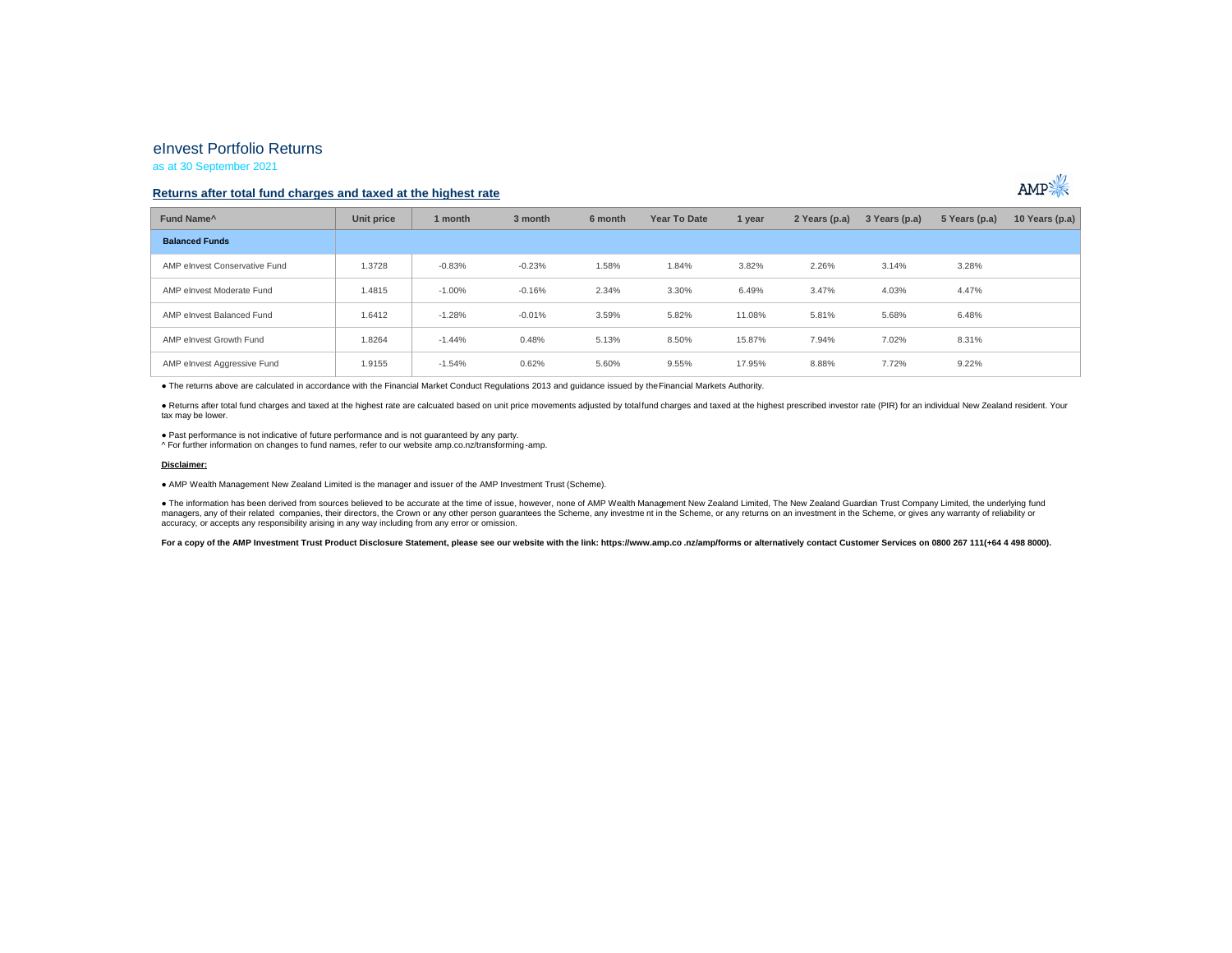# eInvest Portfolio Returns

as at 30 September 2021

## Returns after total fund charges and taxed at the highest rate

| Fund Name^ | Unit price | 1 month | 3 month | 6 month | Year To Date | 1 year | 2 Years (p.a) | 3 Years (p.a) | 5 Years (p.a) | 10 Years (p.a) |
|---|---|---|---|---|---|---|---|---|---|---|
| **Balanced Funds** | | | | | | | | | | |
| AMP eInvest Conservative Fund | 1.3728 | -0.83% | -0.23% | 1.58% | 1.84% | 3.82% | 2.26% | 3.14% | 3.28% | |
| AMP eInvest Moderate Fund | 1.4815 | -1.00% | -0.16% | 2.34% | 3.30% | 6.49% | 3.47% | 4.03% | 4.47% | |
| AMP eInvest Balanced Fund | 1.6412 | -1.28% | -0.01% | 3.59% | 5.82% | 11.08% | 5.81% | 5.68% | 6.48% | |
| AMP eInvest Growth Fund | 1.8264 | -1.44% | 0.48% | 5.13% | 8.50% | 15.87% | 7.94% | 7.02% | 8.31% | |
| AMP eInvest Aggressive Fund | 1.9155 | -1.54% | 0.62% | 5.60% | 9.55% | 17.95% | 8.88% | 7.72% | 9.22% | |

● The returns above are calculated in accordance with the Financial Market Conduct Regulations 2013 and guidance issued by the Financial Markets Authority.

● Returns after total fund charges and taxed at the highest rate are calcuated based on unit price movements adjusted by total fund charges and taxed at the highest prescribed investor rate (PIR) for an individual New Zealand resident. Your tax may be lower.

● Past performance is not indicative of future performance and is not guaranteed by any party.
^ For further information on changes to fund names, refer to our website amp.co.nz/transforming-amp.

**Disclaimer:**

● AMP Wealth Management New Zealand Limited is the manager and issuer of the AMP Investment Trust (Scheme).

● The information has been derived from sources believed to be accurate at the time of issue, however, none of AMP Wealth Management New Zealand Limited, The New Zealand Guardian Trust Company Limited, the underlying fund managers, any of their related companies, their directors, the Crown or any other person guarantees the Scheme, any investment in the Scheme, or any returns on an investment in the Scheme, or gives any warranty of reliability or accuracy, or accepts any responsibility arising in any way including from any error or omission.

**For a copy of the AMP Investment Trust Product Disclosure Statement, please see our website with the link: https://www.amp.co.nz/amp/forms or alternatively contact Customer Services on 0800 267 111(+64 4 498 8000).**